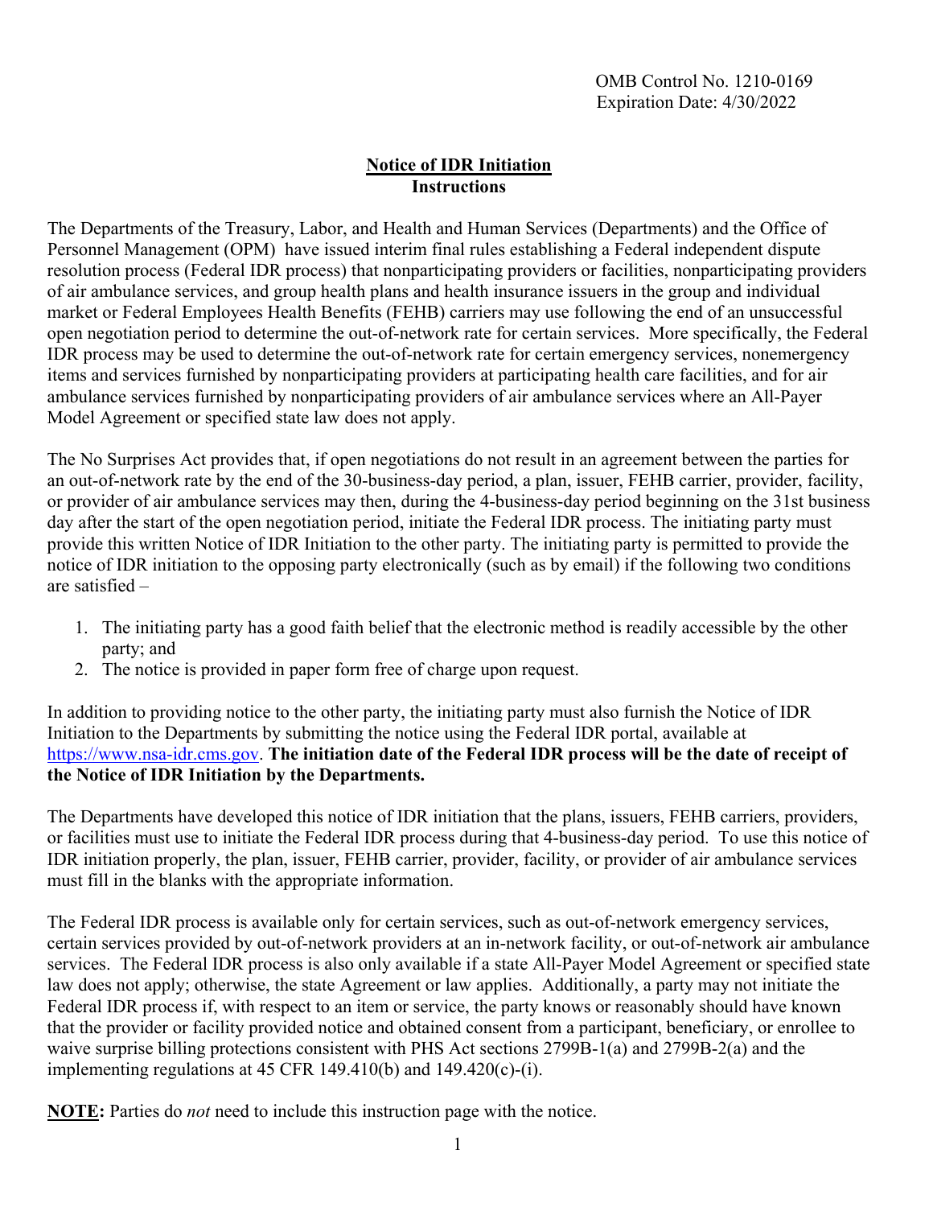OMB Control No. 1210-0169
Expiration Date: 4/30/2022

# Notice of IDR Initiation
## Instructions

The Departments of the Treasury, Labor, and Health and Human Services (Departments) and the Office of Personnel Management (OPM) have issued interim final rules establishing a Federal independent dispute resolution process (Federal IDR process) that nonparticipating providers or facilities, nonparticipating providers of air ambulance services, and group health plans and health insurance issuers in the group and individual market or Federal Employees Health Benefits (FEHB) carriers may use following the end of an unsuccessful open negotiation period to determine the out-of-network rate for certain services. More specifically, the Federal IDR process may be used to determine the out-of-network rate for certain emergency services, nonemergency items and services furnished by nonparticipating providers at participating health care facilities, and for air ambulance services furnished by nonparticipating providers of air ambulance services where an All-Payer Model Agreement or specified state law does not apply.

The No Surprises Act provides that, if open negotiations do not result in an agreement between the parties for an out-of-network rate by the end of the 30-business-day period, a plan, issuer, FEHB carrier, provider, facility, or provider of air ambulance services may then, during the 4-business-day period beginning on the 31st business day after the start of the open negotiation period, initiate the Federal IDR process. The initiating party must provide this written Notice of IDR Initiation to the other party. The initiating party is permitted to provide the notice of IDR initiation to the opposing party electronically (such as by email) if the following two conditions are satisfied –

1. The initiating party has a good faith belief that the electronic method is readily accessible by the other party; and
2. The notice is provided in paper form free of charge upon request.

In addition to providing notice to the other party, the initiating party must also furnish the Notice of IDR Initiation to the Departments by submitting the notice using the Federal IDR portal, available at https://www.nsa-idr.cms.gov. **The initiation date of the Federal IDR process will be the date of receipt of the Notice of IDR Initiation by the Departments.**

The Departments have developed this notice of IDR initiation that the plans, issuers, FEHB carriers, providers, or facilities must use to initiate the Federal IDR process during that 4-business-day period. To use this notice of IDR initiation properly, the plan, issuer, FEHB carrier, provider, facility, or provider of air ambulance services must fill in the blanks with the appropriate information.

The Federal IDR process is available only for certain services, such as out-of-network emergency services, certain services provided by out-of-network providers at an in-network facility, or out-of-network air ambulance services. The Federal IDR process is also only available if a state All-Payer Model Agreement or specified state law does not apply; otherwise, the state Agreement or law applies. Additionally, a party may not initiate the Federal IDR process if, with respect to an item or service, the party knows or reasonably should have known that the provider or facility provided notice and obtained consent from a participant, beneficiary, or enrollee to waive surprise billing protections consistent with PHS Act sections 2799B-1(a) and 2799B-2(a) and the implementing regulations at 45 CFR 149.410(b) and 149.420(c)-(i).

**NOTE:** Parties do *not* need to include this instruction page with the notice.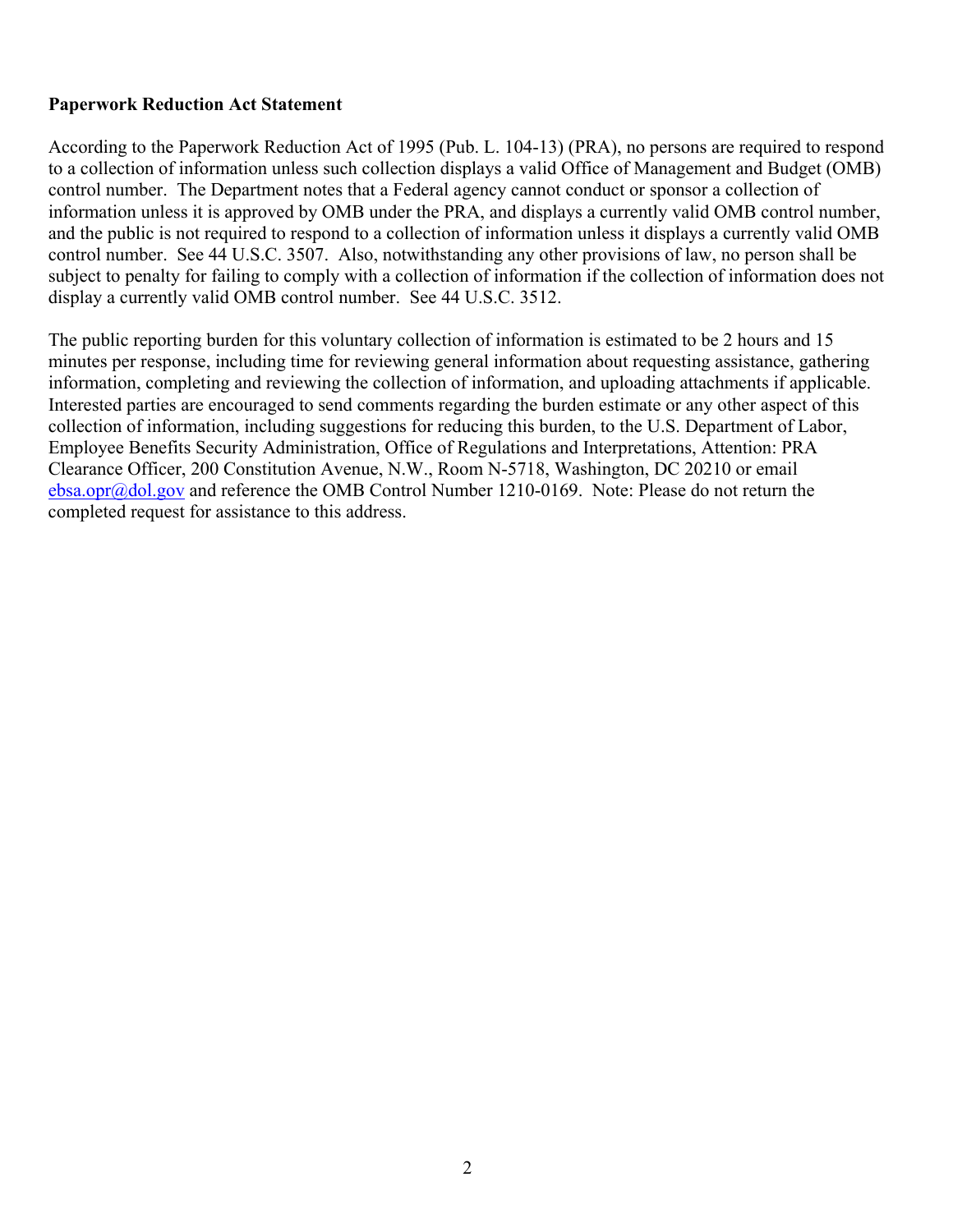**Paperwork Reduction Act Statement**

According to the Paperwork Reduction Act of 1995 (Pub. L. 104-13) (PRA), no persons are required to respond to a collection of information unless such collection displays a valid Office of Management and Budget (OMB) control number. The Department notes that a Federal agency cannot conduct or sponsor a collection of information unless it is approved by OMB under the PRA, and displays a currently valid OMB control number, and the public is not required to respond to a collection of information unless it displays a currently valid OMB control number. See 44 U.S.C. 3507. Also, notwithstanding any other provisions of law, no person shall be subject to penalty for failing to comply with a collection of information if the collection of information does not display a currently valid OMB control number. See 44 U.S.C. 3512.

The public reporting burden for this voluntary collection of information is estimated to be 2 hours and 15 minutes per response, including time for reviewing general information about requesting assistance, gathering information, completing and reviewing the collection of information, and uploading attachments if applicable. Interested parties are encouraged to send comments regarding the burden estimate or any other aspect of this collection of information, including suggestions for reducing this burden, to the U.S. Department of Labor, Employee Benefits Security Administration, Office of Regulations and Interpretations, Attention: PRA Clearance Officer, 200 Constitution Avenue, N.W., Room N-5718, Washington, DC 20210 or email ebsa.opr@dol.gov and reference the OMB Control Number 1210-0169. Note: Please do not return the completed request for assistance to this address.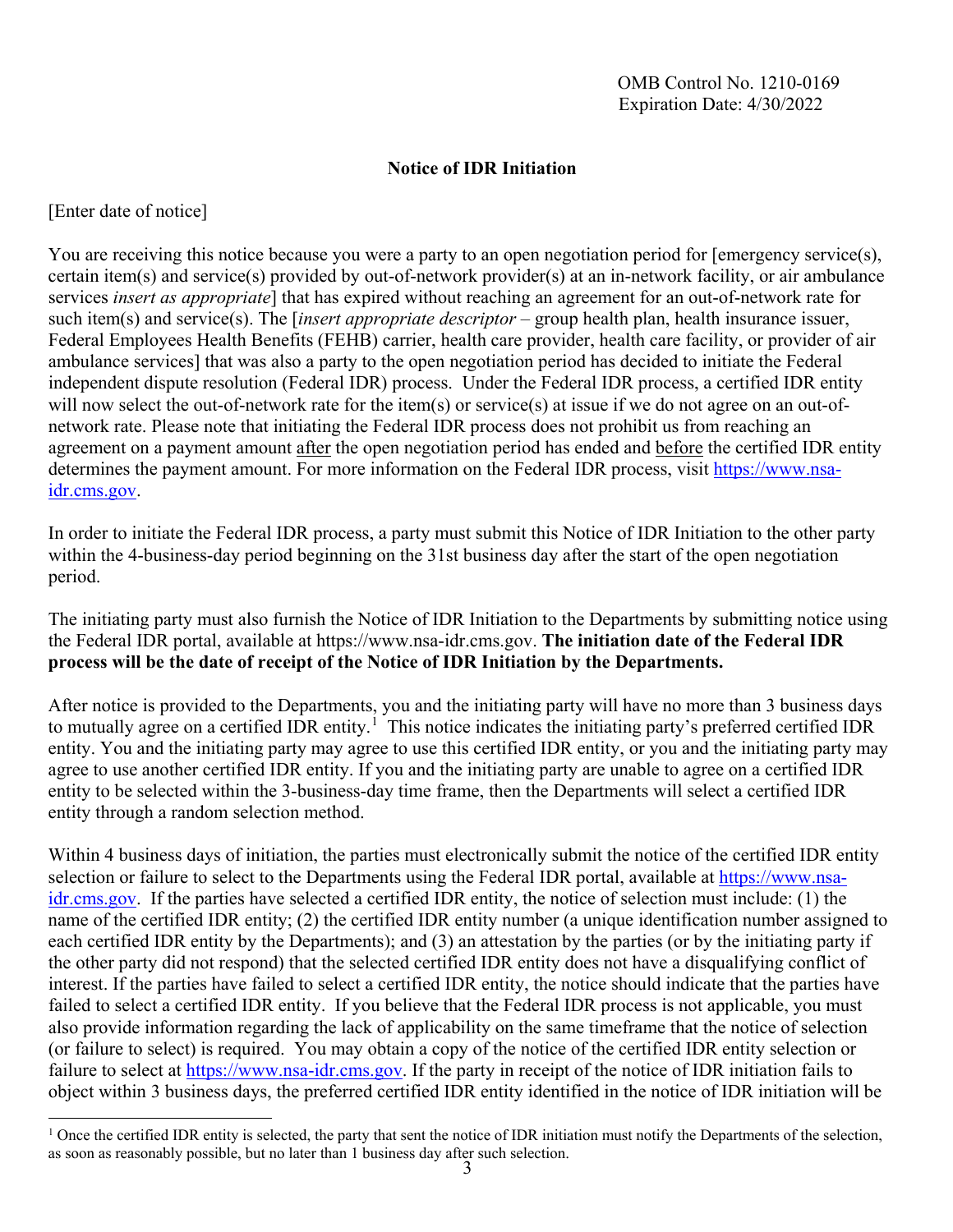OMB Control No. 1210-0169
Expiration Date: 4/30/2022

## Notice of IDR Initiation

[Enter date of notice]

You are receiving this notice because you were a party to an open negotiation period for [emergency service(s), certain item(s) and service(s) provided by out-of-network provider(s) at an in-network facility, or air ambulance services *insert as appropriate*] that has expired without reaching an agreement for an out-of-network rate for such item(s) and service(s). The [*insert appropriate descriptor* – group health plan, health insurance issuer, Federal Employees Health Benefits (FEHB) carrier, health care provider, health care facility, or provider of air ambulance services] that was also a party to the open negotiation period has decided to initiate the Federal independent dispute resolution (Federal IDR) process. Under the Federal IDR process, a certified IDR entity will now select the out-of-network rate for the item(s) or service(s) at issue if we do not agree on an out-of-network rate. Please note that initiating the Federal IDR process does not prohibit us from reaching an agreement on a payment amount <u>after</u> the open negotiation period has ended and <u>before</u> the certified IDR entity determines the payment amount. For more information on the Federal IDR process, visit https://www.nsa-idr.cms.gov.

In order to initiate the Federal IDR process, a party must submit this Notice of IDR Initiation to the other party within the 4-business-day period beginning on the 31st business day after the start of the open negotiation period.

The initiating party must also furnish the Notice of IDR Initiation to the Departments by submitting notice using the Federal IDR portal, available at https://www.nsa-idr.cms.gov. **The initiation date of the Federal IDR process will be the date of receipt of the Notice of IDR Initiation by the Departments.**

After notice is provided to the Departments, you and the initiating party will have no more than 3 business days to mutually agree on a certified IDR entity.[1] This notice indicates the initiating party's preferred certified IDR entity. You and the initiating party may agree to use this certified IDR entity, or you and the initiating party may agree to use another certified IDR entity. If you and the initiating party are unable to agree on a certified IDR entity to be selected within the 3-business-day time frame, then the Departments will select a certified IDR entity through a random selection method.

Within 4 business days of initiation, the parties must electronically submit the notice of the certified IDR entity selection or failure to select to the Departments using the Federal IDR portal, available at https://www.nsa-idr.cms.gov. If the parties have selected a certified IDR entity, the notice of selection must include: (1) the name of the certified IDR entity; (2) the certified IDR entity number (a unique identification number assigned to each certified IDR entity by the Departments); and (3) an attestation by the parties (or by the initiating party if the other party did not respond) that the selected certified IDR entity does not have a disqualifying conflict of interest. If the parties have failed to select a certified IDR entity, the notice should indicate that the parties have failed to select a certified IDR entity. If you believe that the Federal IDR process is not applicable, you must also provide information regarding the lack of applicability on the same timeframe that the notice of selection (or failure to select) is required. You may obtain a copy of the notice of the certified IDR entity selection or failure to select at https://www.nsa-idr.cms.gov. If the party in receipt of the notice of IDR initiation fails to object within 3 business days, the preferred certified IDR entity identified in the notice of IDR initiation will be

[1] Once the certified IDR entity is selected, the party that sent the notice of IDR initiation must notify the Departments of the selection, as soon as reasonably possible, but no later than 1 business day after such selection.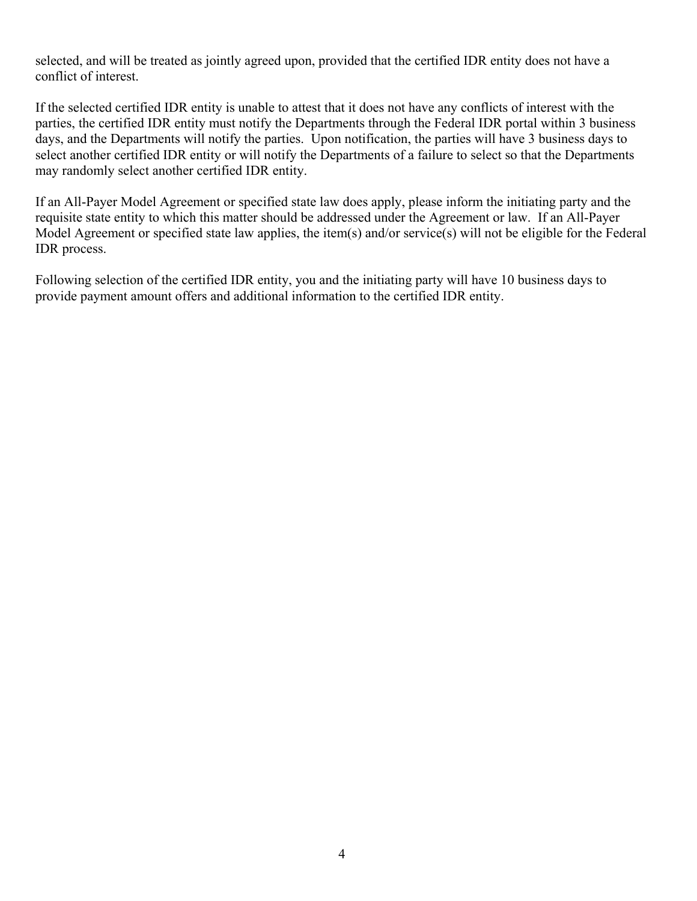selected, and will be treated as jointly agreed upon, provided that the certified IDR entity does not have a conflict of interest.

If the selected certified IDR entity is unable to attest that it does not have any conflicts of interest with the parties, the certified IDR entity must notify the Departments through the Federal IDR portal within 3 business days, and the Departments will notify the parties. Upon notification, the parties will have 3 business days to select another certified IDR entity or will notify the Departments of a failure to select so that the Departments may randomly select another certified IDR entity.

If an All-Payer Model Agreement or specified state law does apply, please inform the initiating party and the requisite state entity to which this matter should be addressed under the Agreement or law. If an All-Payer Model Agreement or specified state law applies, the item(s) and/or service(s) will not be eligible for the Federal IDR process.

Following selection of the certified IDR entity, you and the initiating party will have 10 business days to provide payment amount offers and additional information to the certified IDR entity.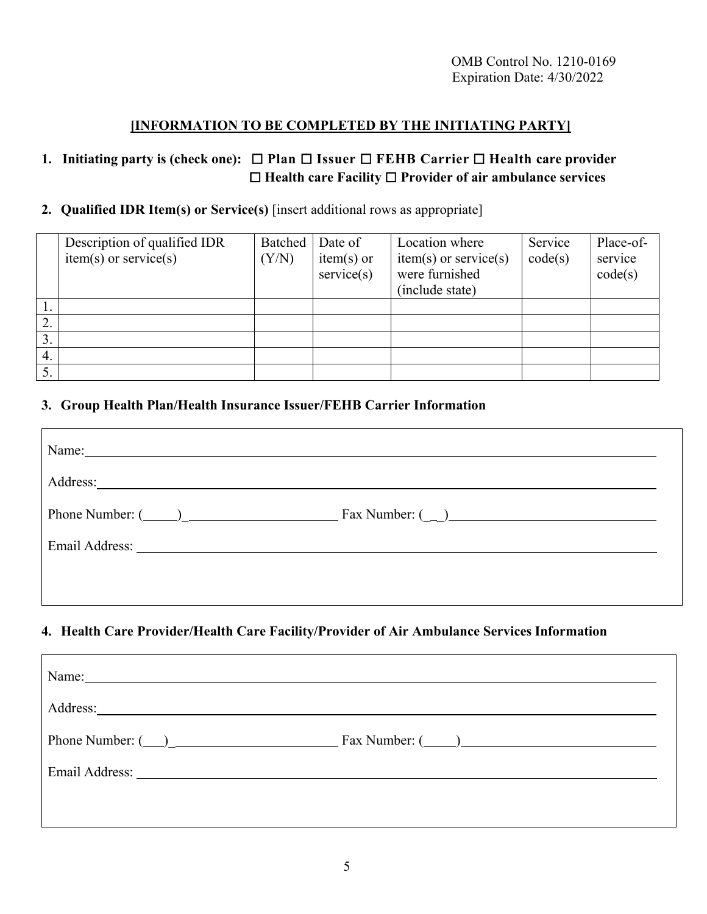OMB Control No. 1210-0169
Expiration Date: 4/30/2022

**[INFORMATION TO BE COMPLETED BY THE INITIATING PARTY]**

1. **Initiating party is (check one):** ☐ **Plan** ☐ **Issuer** ☐ **FEHB Carrier** ☐ **Health care provider** ☐ **Health care Facility** ☐ **Provider of air ambulance services**

2. **Qualified IDR Item(s) or Service(s)** [insert additional rows as appropriate]

| | Description of qualified IDR item(s) or service(s) | Batched (Y/N) | Date of item(s) or service(s) | Location where item(s) or service(s) were furnished (include state) | Service code(s) | Place-of-service code(s) |
|---|---|---|---|---|---|---|
| 1. | | | | | | |
| 2. | | | | | | |
| 3. | | | | | | |
| 4. | | | | | | |
| 5. | | | | | | |

3. **Group Health Plan/Health Insurance Issuer/FEHB Carrier Information**

Name: ____________________

Address: ____________________

Phone Number: (_____)____________________ Fax Number: (__)____________________

Email Address: ____________________

4. **Health Care Provider/Health Care Facility/Provider of Air Ambulance Services Information**

Name: ____________________

Address: ____________________

Phone Number: (___)____________________ Fax Number: (_____)____________________

Email Address: ____________________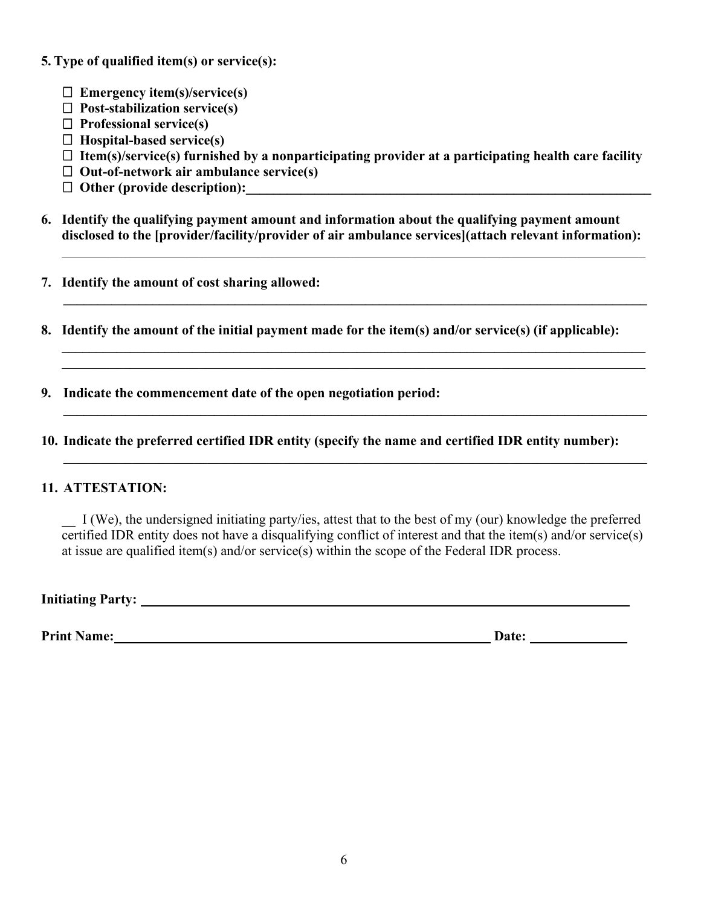**5. Type of qualified item(s) or service(s):**

- ☐ **Emergency item(s)/service(s)**
- ☐ **Post-stabilization service(s)**
- ☐ **Professional service(s)**
- ☐ **Hospital-based service(s)**
- ☐ **Item(s)/service(s) furnished by a nonparticipating provider at a participating health care facility**
- ☐ **Out-of-network air ambulance service(s)**
- ☐ **Other (provide description):**\_\_\_\_\_\_\_\_\_\_\_\_\_\_\_\_\_\_\_\_\_\_\_\_\_\_\_\_\_\_\_\_\_\_\_\_\_\_\_\_\_\_\_\_\_\_\_\_\_\_\_\_

**6. Identify the qualifying payment amount and information about the qualifying payment amount disclosed to the [provider/facility/provider of air ambulance services](attach relevant information):**

\_\_\_\_\_\_\_\_\_\_\_\_\_\_\_\_\_\_\_\_\_\_\_\_\_\_\_\_\_\_\_\_\_\_\_\_\_\_\_\_\_\_\_\_\_\_\_\_\_\_\_\_\_\_\_\_\_\_\_\_\_\_\_\_\_\_\_\_\_\_\_\_\_\_\_\_\_\_

**7. Identify the amount of cost sharing allowed:**

\_\_\_\_\_\_\_\_\_\_\_\_\_\_\_\_\_\_\_\_\_\_\_\_\_\_\_\_\_\_\_\_\_\_\_\_\_\_\_\_\_\_\_\_\_\_\_\_\_\_\_\_\_\_\_\_\_\_\_\_\_\_\_\_\_\_\_\_\_\_\_\_\_\_\_\_\_\_

**8. Identify the amount of the initial payment made for the item(s) and/or service(s) (if applicable):**

\_\_\_\_\_\_\_\_\_\_\_\_\_\_\_\_\_\_\_\_\_\_\_\_\_\_\_\_\_\_\_\_\_\_\_\_\_\_\_\_\_\_\_\_\_\_\_\_\_\_\_\_\_\_\_\_\_\_\_\_\_\_\_\_\_\_\_\_\_\_\_\_\_\_\_\_\_\_

\_\_\_\_\_\_\_\_\_\_\_\_\_\_\_\_\_\_\_\_\_\_\_\_\_\_\_\_\_\_\_\_\_\_\_\_\_\_\_\_\_\_\_\_\_\_\_\_\_\_\_\_\_\_\_\_\_\_\_\_\_\_\_\_\_\_\_\_\_\_\_\_\_\_\_\_\_\_

**9. Indicate the commencement date of the open negotiation period:**

\_\_\_\_\_\_\_\_\_\_\_\_\_\_\_\_\_\_\_\_\_\_\_\_\_\_\_\_\_\_\_\_\_\_\_\_\_\_\_\_\_\_\_\_\_\_\_\_\_\_\_\_\_\_\_\_\_\_\_\_\_\_\_\_\_\_\_\_\_\_\_\_\_\_\_\_\_\_

**10. Indicate the preferred certified IDR entity (specify the name and certified IDR entity number):**

\_\_\_\_\_\_\_\_\_\_\_\_\_\_\_\_\_\_\_\_\_\_\_\_\_\_\_\_\_\_\_\_\_\_\_\_\_\_\_\_\_\_\_\_\_\_\_\_\_\_\_\_\_\_\_\_\_\_\_\_\_\_\_\_\_\_\_\_\_\_\_\_\_\_\_\_\_\_

**11. ATTESTATION:**

\_\_ I (We), the undersigned initiating party/ies, attest that to the best of my (our) knowledge the preferred certified IDR entity does not have a disqualifying conflict of interest and that the item(s) and/or service(s) at issue are qualified item(s) and/or service(s) within the scope of the Federal IDR process.

**Initiating Party:** \_\_\_\_\_\_\_\_\_\_\_\_\_\_\_\_\_\_\_\_\_\_\_\_\_\_\_\_\_\_\_\_\_\_\_\_\_\_\_\_\_\_\_\_\_\_\_\_\_\_\_\_\_\_\_\_\_\_\_\_

**Print Name:**\_\_\_\_\_\_\_\_\_\_\_\_\_\_\_\_\_\_\_\_\_\_\_\_\_\_\_\_\_\_\_\_\_\_\_\_\_\_\_\_\_\_\_\_\_\_ **Date:** \_\_\_\_\_\_\_\_\_\_\_\_